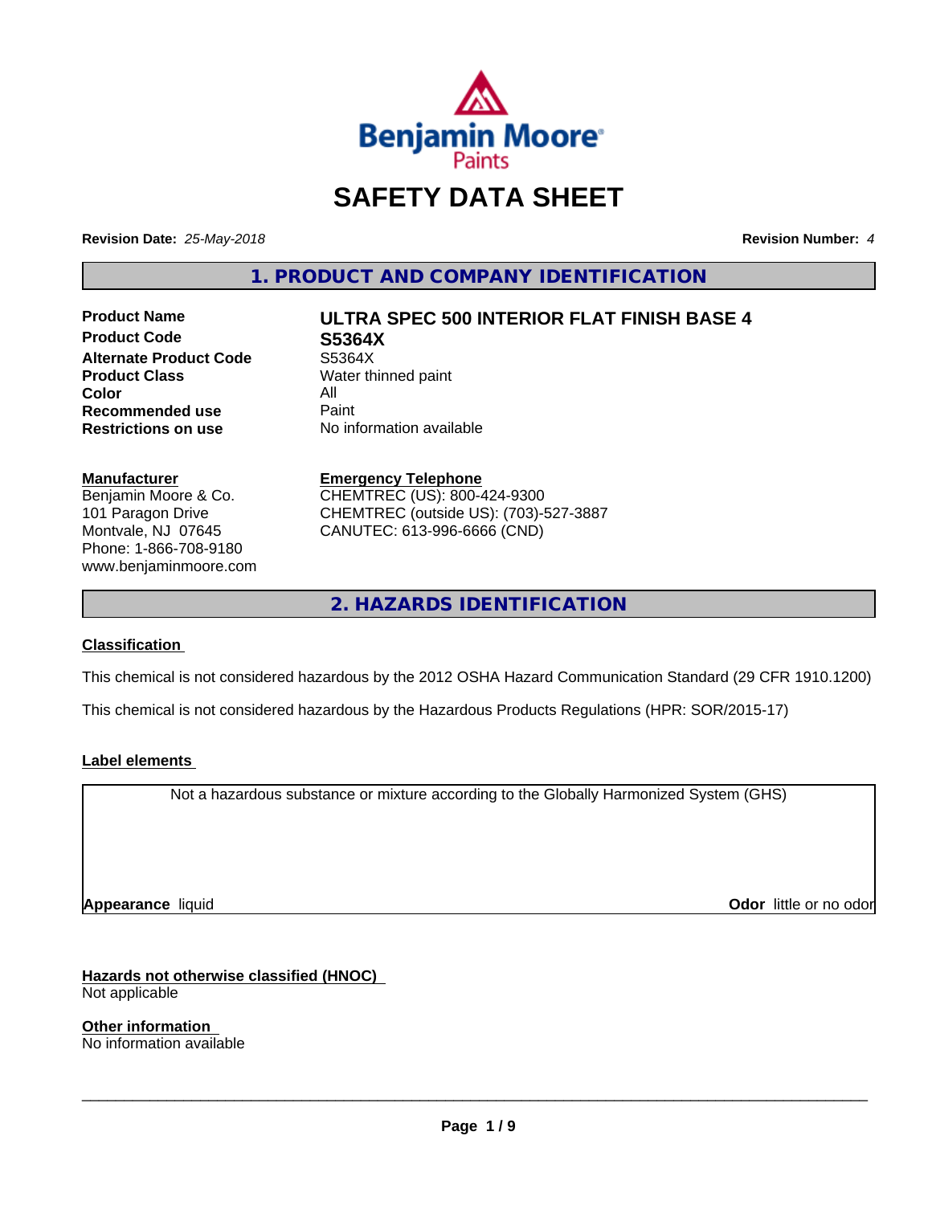# SAFETY DATA SHEET

**Revision Date:** *25-May-2018* **Revision Number:** *4*

## 1. PRODUCT AND COMPANY IDENTIFICATION

| | |
|---|---|
| **Product Name** | **ULTRA SPEC 500 INTERIOR FLAT FINISH BASE 4** |
| **Product Code** | **S5364X** |
| **Alternate Product Code** | S5364X |
| **Product Class** | Water thinned paint |
| **Color** | All |
| **Recommended use** | Paint |
| **Restrictions on use** | No information available |

**Manufacturer**
Benjamin Moore & Co.
101 Paragon Drive
Montvale, NJ 07645
Phone: 1-866-708-9180
www.benjaminmoore.com

**Emergency Telephone**
CHEMTREC (US): 800-424-9300
CHEMTREC (outside US): (703)-527-3887
CANUTEC: 613-996-6666 (CND)

## 2. HAZARDS IDENTIFICATION

**Classification**

This chemical is not considered hazardous by the 2012 OSHA Hazard Communication Standard (29 CFR 1910.1200)

This chemical is not considered hazardous by the Hazardous Products Regulations (HPR: SOR/2015-17)

**Label elements**

Not a hazardous substance or mixture according to the Globally Harmonized System (GHS)

**Appearance** liquid **Odor** little or no odor

**Hazards not otherwise classified (HNOC)**
Not applicable

**Other information**
No information available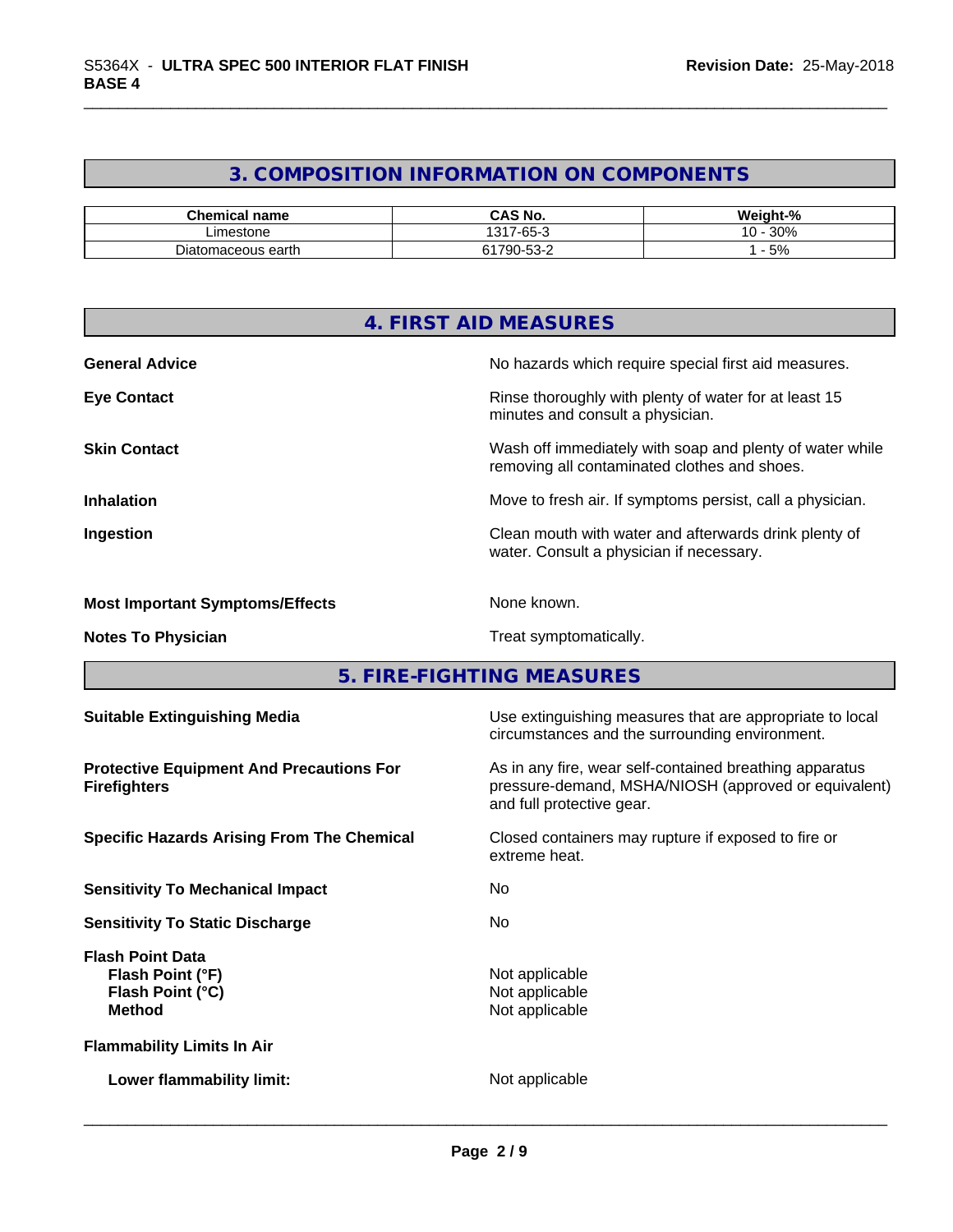## 3. COMPOSITION INFORMATION ON COMPONENTS

| Chemical name | CAS No. | Weight-% |
|---|---|---|
| Limestone | 1317-65-3 | 10 - 30% |
| Diatomaceous earth | 61790-53-2 | 1 - 5% |

## 4. FIRST AID MEASURES

**General Advice**
No hazards which require special first aid measures.

**Eye Contact**
Rinse thoroughly with plenty of water for at least 15 minutes and consult a physician.

**Skin Contact**
Wash off immediately with soap and plenty of water while removing all contaminated clothes and shoes.

**Inhalation**
Move to fresh air. If symptoms persist, call a physician.

**Ingestion**
Clean mouth with water and afterwards drink plenty of water. Consult a physician if necessary.

**Most Important Symptoms/Effects**
None known.

**Notes To Physician**
Treat symptomatically.

## 5. FIRE-FIGHTING MEASURES

**Suitable Extinguishing Media**
Use extinguishing measures that are appropriate to local circumstances and the surrounding environment.

**Protective Equipment And Precautions For Firefighters**
As in any fire, wear self-contained breathing apparatus pressure-demand, MSHA/NIOSH (approved or equivalent) and full protective gear.

**Specific Hazards Arising From The Chemical**
Closed containers may rupture if exposed to fire or extreme heat.

**Sensitivity To Mechanical Impact**
No

**Sensitivity To Static Discharge**
No

**Flash Point Data**
- **Flash Point (°F)**: Not applicable
- **Flash Point (°C)**: Not applicable
- **Method**: Not applicable

**Flammability Limits In Air**

**Lower flammability limit:**
Not applicable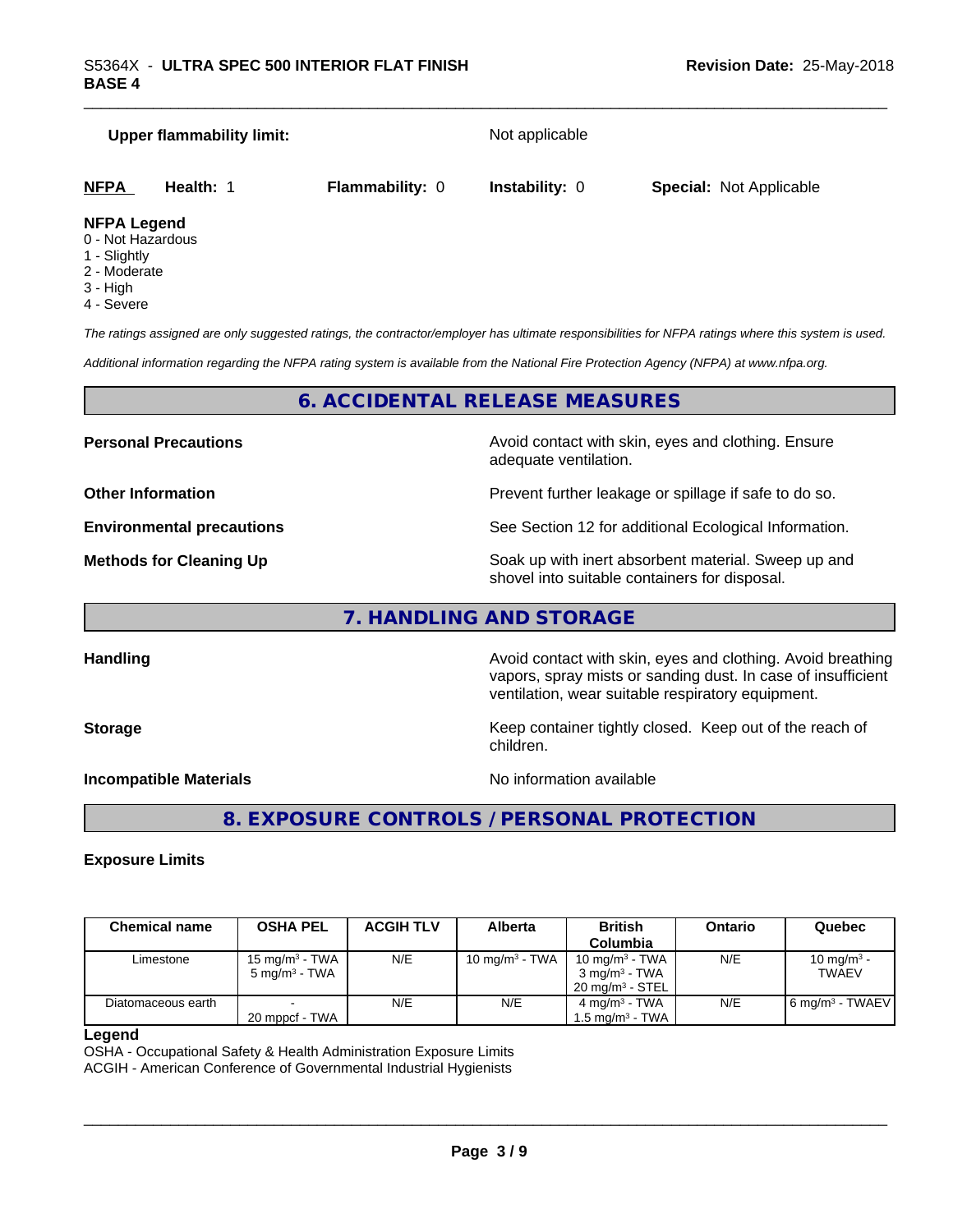**Upper flammability limit:** Not applicable

| **NFPA** | **Health:** 1 | **Flammability:** 0 | **Instability:** 0 | **Special:** Not Applicable |
|---|---|---|---|---|

**NFPA Legend**
0 - Not Hazardous
1 - Slightly
2 - Moderate
3 - High
4 - Severe

*The ratings assigned are only suggested ratings, the contractor/employer has ultimate responsibilities for NFPA ratings where this system is used.*

*Additional information regarding the NFPA rating system is available from the National Fire Protection Agency (NFPA) at www.nfpa.org.*

## 6. ACCIDENTAL RELEASE MEASURES

**Personal Precautions** Avoid contact with skin, eyes and clothing. Ensure adequate ventilation.

**Other Information** Prevent further leakage or spillage if safe to do so.

**Environmental precautions** See Section 12 for additional Ecological Information.

**Methods for Cleaning Up** Soak up with inert absorbent material. Sweep up and shovel into suitable containers for disposal.

## 7. HANDLING AND STORAGE

**Handling** Avoid contact with skin, eyes and clothing. Avoid breathing vapors, spray mists or sanding dust. In case of insufficient ventilation, wear suitable respiratory equipment.

**Storage** Keep container tightly closed. Keep out of the reach of children.

**Incompatible Materials** No information available

## 8. EXPOSURE CONTROLS / PERSONAL PROTECTION

**Exposure Limits**

| Chemical name | OSHA PEL | ACGIH TLV | Alberta | British Columbia | Ontario | Quebec |
|---|---|---|---|---|---|---|
| Limestone | 15 mg/m³ - TWA<br>5 mg/m³ - TWA | N/E | 10 mg/m³ - TWA | 10 mg/m³ - TWA<br>3 mg/m³ - TWA<br>20 mg/m³ - STEL | N/E | 10 mg/m³ - TWAEV |
| Diatomaceous earth | -<br>20 mppcf - TWA | N/E | N/E | 4 mg/m³ - TWA<br>1.5 mg/m³ - TWA | N/E | 6 mg/m³ - TWAEV |

**Legend**
OSHA - Occupational Safety & Health Administration Exposure Limits
ACGIH - American Conference of Governmental Industrial Hygienists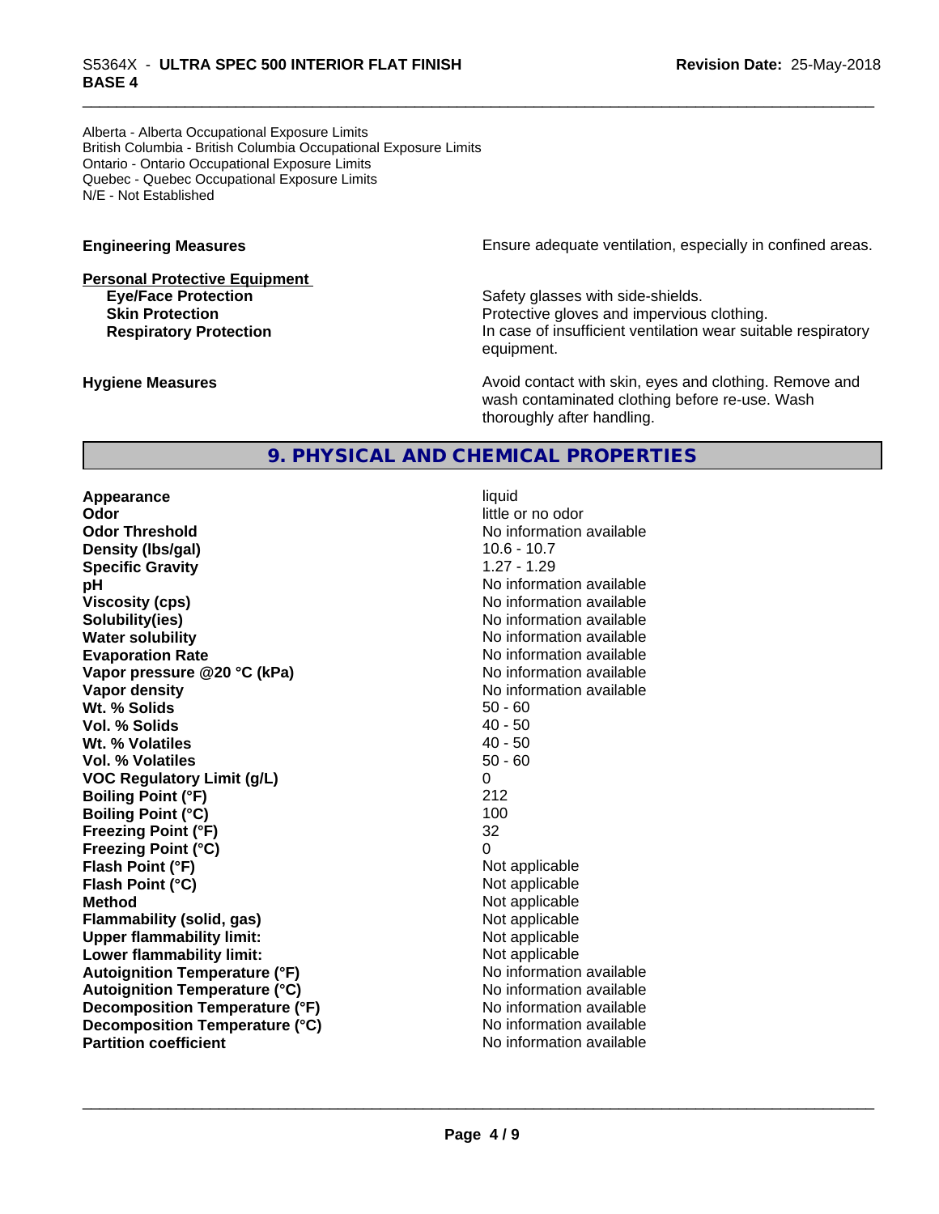Alberta - Alberta Occupational Exposure Limits
British Columbia - British Columbia Occupational Exposure Limits
Ontario - Ontario Occupational Exposure Limits
Quebec - Quebec Occupational Exposure Limits
N/E - Not Established

**Engineering Measures** Ensure adequate ventilation, especially in confined areas.

**Personal Protective Equipment**

| | |
|---|---|
| **Eye/Face Protection** | Safety glasses with side-shields. |
| **Skin Protection** | Protective gloves and impervious clothing. |
| **Respiratory Protection** | In case of insufficient ventilation wear suitable respiratory equipment. |

**Hygiene Measures** Avoid contact with skin, eyes and clothing. Remove and wash contaminated clothing before re-use. Wash thoroughly after handling.

## 9. PHYSICAL AND CHEMICAL PROPERTIES

| | |
|---|---|
| **Appearance** | liquid |
| **Odor** | little or no odor |
| **Odor Threshold** | No information available |
| **Density (lbs/gal)** | 10.6 - 10.7 |
| **Specific Gravity** | 1.27 - 1.29 |
| **pH** | No information available |
| **Viscosity (cps)** | No information available |
| **Solubility(ies)** | No information available |
| **Water solubility** | No information available |
| **Evaporation Rate** | No information available |
| **Vapor pressure @20 °C (kPa)** | No information available |
| **Vapor density** | No information available |
| **Wt. % Solids** | 50 - 60 |
| **Vol. % Solids** | 40 - 50 |
| **Wt. % Volatiles** | 40 - 50 |
| **Vol. % Volatiles** | 50 - 60 |
| **VOC Regulatory Limit (g/L)** | 0 |
| **Boiling Point (°F)** | 212 |
| **Boiling Point (°C)** | 100 |
| **Freezing Point (°F)** | 32 |
| **Freezing Point (°C)** | 0 |
| **Flash Point (°F)** | Not applicable |
| **Flash Point (°C)** | Not applicable |
| **Method** | Not applicable |
| **Flammability (solid, gas)** | Not applicable |
| **Upper flammability limit:** | Not applicable |
| **Lower flammability limit:** | Not applicable |
| **Autoignition Temperature (°F)** | No information available |
| **Autoignition Temperature (°C)** | No information available |
| **Decomposition Temperature (°F)** | No information available |
| **Decomposition Temperature (°C)** | No information available |
| **Partition coefficient** | No information available |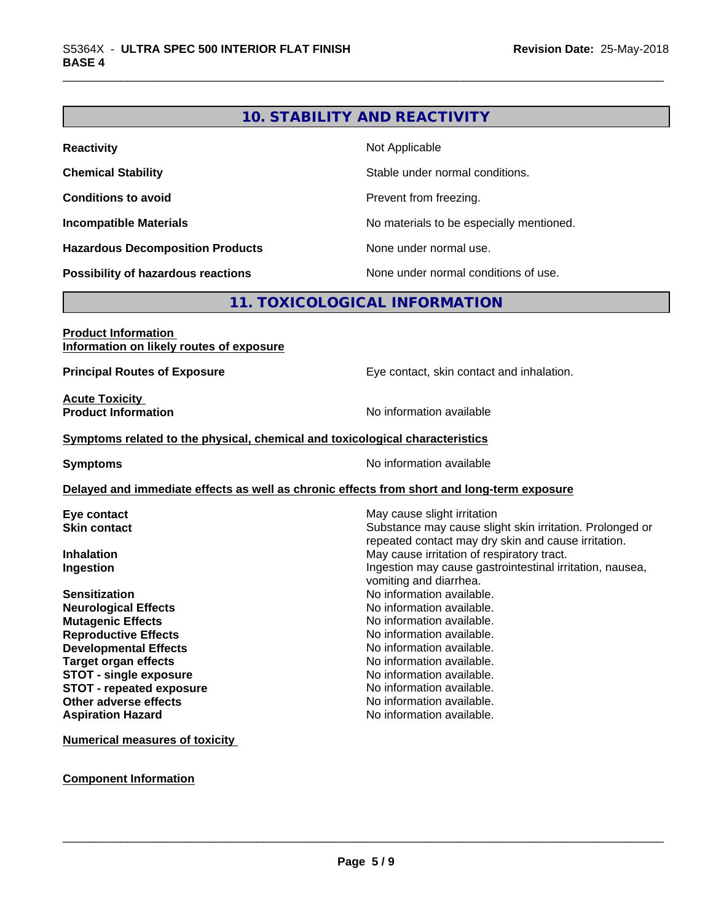## 10. STABILITY AND REACTIVITY

| | |
|---|---|
| **Reactivity** | Not Applicable |
| **Chemical Stability** | Stable under normal conditions. |
| **Conditions to avoid** | Prevent from freezing. |
| **Incompatible Materials** | No materials to be especially mentioned. |
| **Hazardous Decomposition Products** | None under normal use. |
| **Possibility of hazardous reactions** | None under normal conditions of use. |

## 11. TOXICOLOGICAL INFORMATION

**Product Information**
**Information on likely routes of exposure**

| | |
|---|---|
| **Principal Routes of Exposure** | Eye contact, skin contact and inhalation. |

**Acute Toxicity**

| | |
|---|---|
| **Product Information** | No information available |

**Symptoms related to the physical, chemical and toxicological characteristics**

| | |
|---|---|
| **Symptoms** | No information available |

**Delayed and immediate effects as well as chronic effects from short and long-term exposure**

| | |
|---|---|
| **Eye contact** | May cause slight irritation |
| **Skin contact** | Substance may cause slight skin irritation. Prolonged or repeated contact may dry skin and cause irritation. |
| **Inhalation** | May cause irritation of respiratory tract. |
| **Ingestion** | Ingestion may cause gastrointestinal irritation, nausea, vomiting and diarrhea. |
| **Sensitization** | No information available. |
| **Neurological Effects** | No information available. |
| **Mutagenic Effects** | No information available. |
| **Reproductive Effects** | No information available. |
| **Developmental Effects** | No information available. |
| **Target organ effects** | No information available. |
| **STOT - single exposure** | No information available. |
| **STOT - repeated exposure** | No information available. |
| **Other adverse effects** | No information available. |
| **Aspiration Hazard** | No information available. |

**Numerical measures of toxicity**

**Component Information**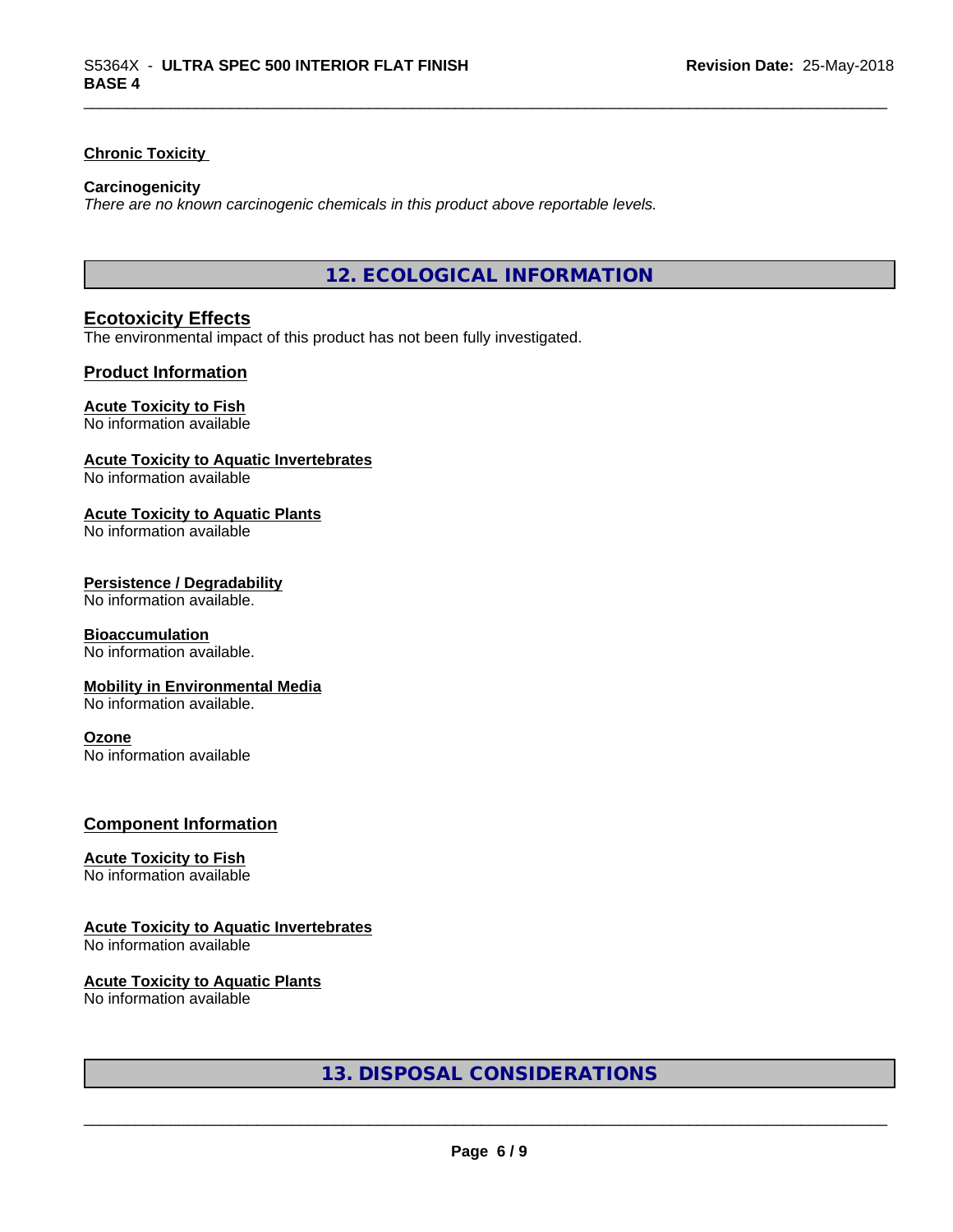**Chronic Toxicity**

**Carcinogenicity**

*There are no known carcinogenic chemicals in this product above reportable levels.*

## 12. ECOLOGICAL INFORMATION

### Ecotoxicity Effects

The environmental impact of this product has not been fully investigated.

### Product Information

**Acute Toxicity to Fish**

No information available

**Acute Toxicity to Aquatic Invertebrates**

No information available

**Acute Toxicity to Aquatic Plants**

No information available

**Persistence / Degradability**

No information available.

**Bioaccumulation**

No information available.

**Mobility in Environmental Media**

No information available.

**Ozone**

No information available

### Component Information

**Acute Toxicity to Fish**

No information available

**Acute Toxicity to Aquatic Invertebrates**

No information available

**Acute Toxicity to Aquatic Plants**

No information available

## 13. DISPOSAL CONSIDERATIONS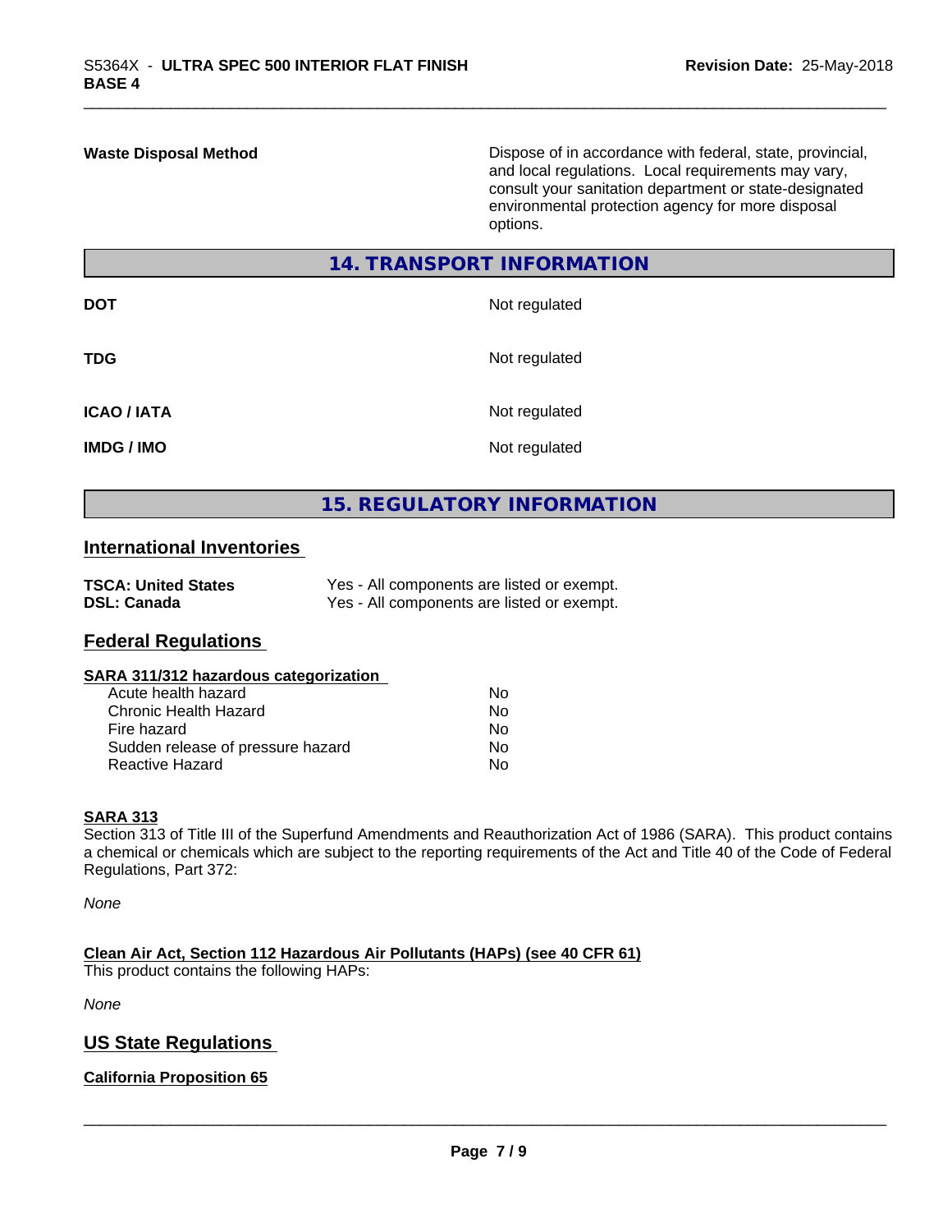| | |
|---|---|
| **Waste Disposal Method** | Dispose of in accordance with federal, state, provincial, and local regulations. Local requirements may vary, consult your sanitation department or state-designated environmental protection agency for more disposal options. |

## 14. TRANSPORT INFORMATION

| | |
|---|---|
| **DOT** | Not regulated |
| **TDG** | Not regulated |
| **ICAO / IATA** | Not regulated |
| **IMDG / IMO** | Not regulated |

## 15. REGULATORY INFORMATION

### International Inventories

| | |
|---|---|
| **TSCA: United States** | Yes - All components are listed or exempt. |
| **DSL: Canada** | Yes - All components are listed or exempt. |

### Federal Regulations

**SARA 311/312 hazardous categorization**

| | |
|---|---|
| Acute health hazard | No |
| Chronic Health Hazard | No |
| Fire hazard | No |
| Sudden release of pressure hazard | No |
| Reactive Hazard | No |

**SARA 313**

Section 313 of Title III of the Superfund Amendments and Reauthorization Act of 1986 (SARA). This product contains a chemical or chemicals which are subject to the reporting requirements of the Act and Title 40 of the Code of Federal Regulations, Part 372:

*None*

**Clean Air Act, Section 112 Hazardous Air Pollutants (HAPs) (see 40 CFR 61)**

This product contains the following HAPs:

*None*

### US State Regulations

**California Proposition 65**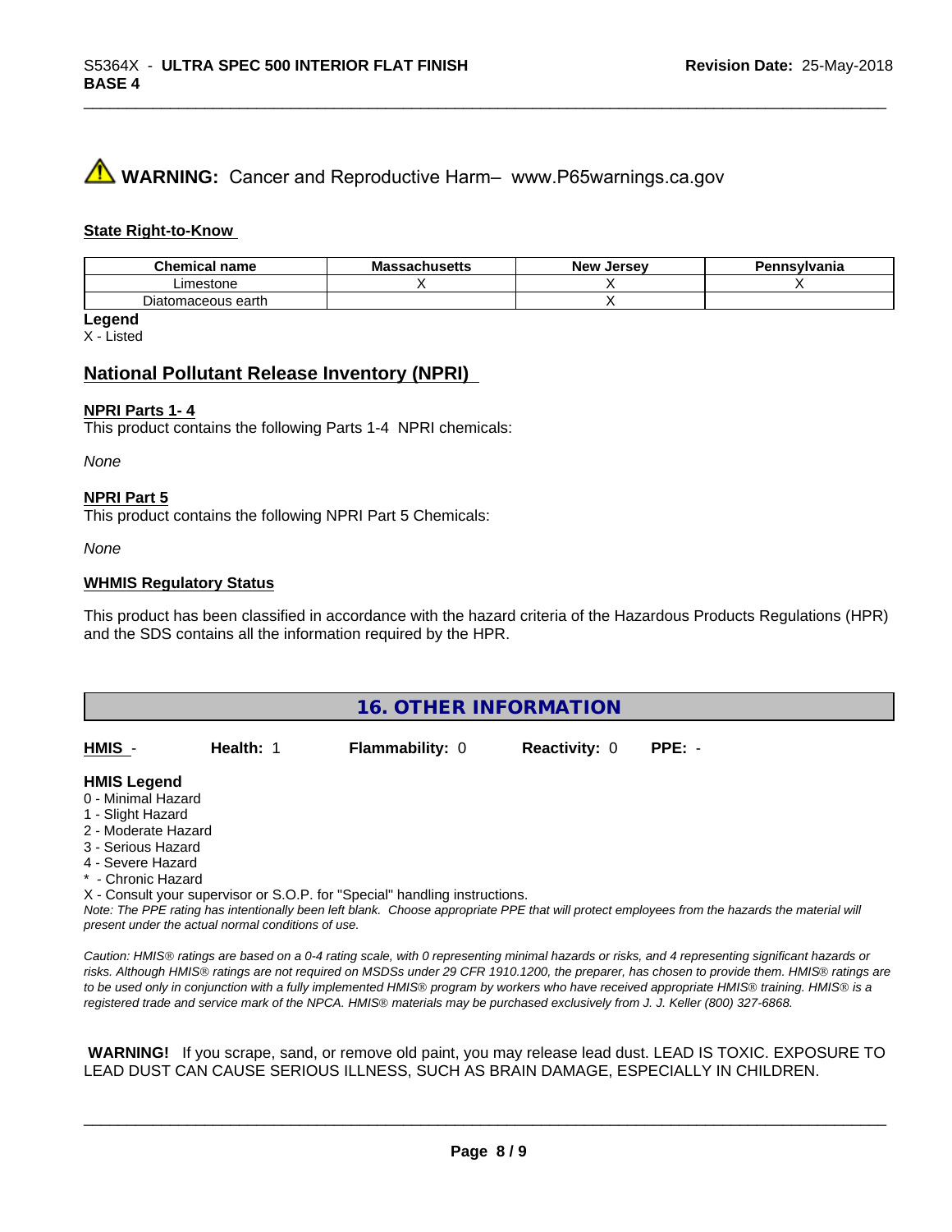⚠ **WARNING:** Cancer and Reproductive Harm– www.P65warnings.ca.gov

**State Right-to-Know**

| Chemical name | Massachusetts | New Jersey | Pennsylvania |
|---|---|---|---|
| Limestone | X | X | X |
| Diatomaceous earth | | X | |

**Legend**
X - Listed

## National Pollutant Release Inventory (NPRI)

**NPRI Parts 1- 4**
This product contains the following Parts 1-4 NPRI chemicals:

*None*

**NPRI Part 5**
This product contains the following NPRI Part 5 Chemicals:

*None*

**WHMIS Regulatory Status**

This product has been classified in accordance with the hazard criteria of the Hazardous Products Regulations (HPR) and the SDS contains all the information required by the HPR.

## 16. OTHER INFORMATION

**HMIS** - **Health:** 1 **Flammability:** 0 **Reactivity:** 0 **PPE:** -

**HMIS Legend**
0 - Minimal Hazard
1 - Slight Hazard
2 - Moderate Hazard
3 - Serious Hazard
4 - Severe Hazard
* - Chronic Hazard
X - Consult your supervisor or S.O.P. for "Special" handling instructions.
*Note: The PPE rating has intentionally been left blank. Choose appropriate PPE that will protect employees from the hazards the material will present under the actual normal conditions of use.*

*Caution: HMIS® ratings are based on a 0-4 rating scale, with 0 representing minimal hazards or risks, and 4 representing significant hazards or risks. Although HMIS® ratings are not required on MSDSs under 29 CFR 1910.1200, the preparer, has chosen to provide them. HMIS® ratings are to be used only in conjunction with a fully implemented HMIS® program by workers who have received appropriate HMIS® training. HMIS® is a registered trade and service mark of the NPCA. HMIS® materials may be purchased exclusively from J. J. Keller (800) 327-6868.*

**WARNING!** If you scrape, sand, or remove old paint, you may release lead dust. LEAD IS TOXIC. EXPOSURE TO LEAD DUST CAN CAUSE SERIOUS ILLNESS, SUCH AS BRAIN DAMAGE, ESPECIALLY IN CHILDREN.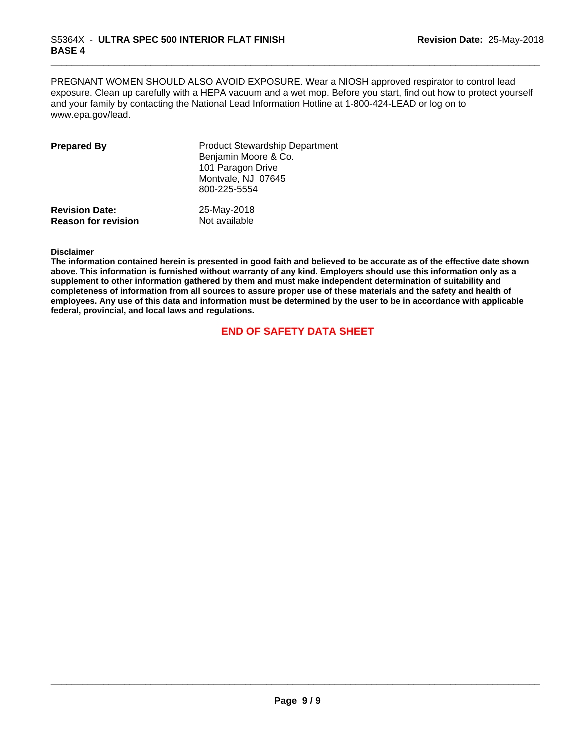PREGNANT WOMEN SHOULD ALSO AVOID EXPOSURE. Wear a NIOSH approved respirator to control lead exposure. Clean up carefully with a HEPA vacuum and a wet mop. Before you start, find out how to protect yourself and your family by contacting the National Lead Information Hotline at 1-800-424-LEAD or log on to www.epa.gov/lead.

| | |
|---|---|
| **Prepared By** | Product Stewardship Department<br>Benjamin Moore & Co.<br>101 Paragon Drive<br>Montvale, NJ 07645<br>800-225-5554 |
| **Revision Date:** | 25-May-2018 |
| **Reason for revision** | Not available |

**Disclaimer**

**The information contained herein is presented in good faith and believed to be accurate as of the effective date shown above. This information is furnished without warranty of any kind. Employers should use this information only as a supplement to other information gathered by them and must make independent determination of suitability and completeness of information from all sources to assure proper use of these materials and the safety and health of employees. Any use of this data and information must be determined by the user to be in accordance with applicable federal, provincial, and local laws and regulations.**

**END OF SAFETY DATA SHEET**